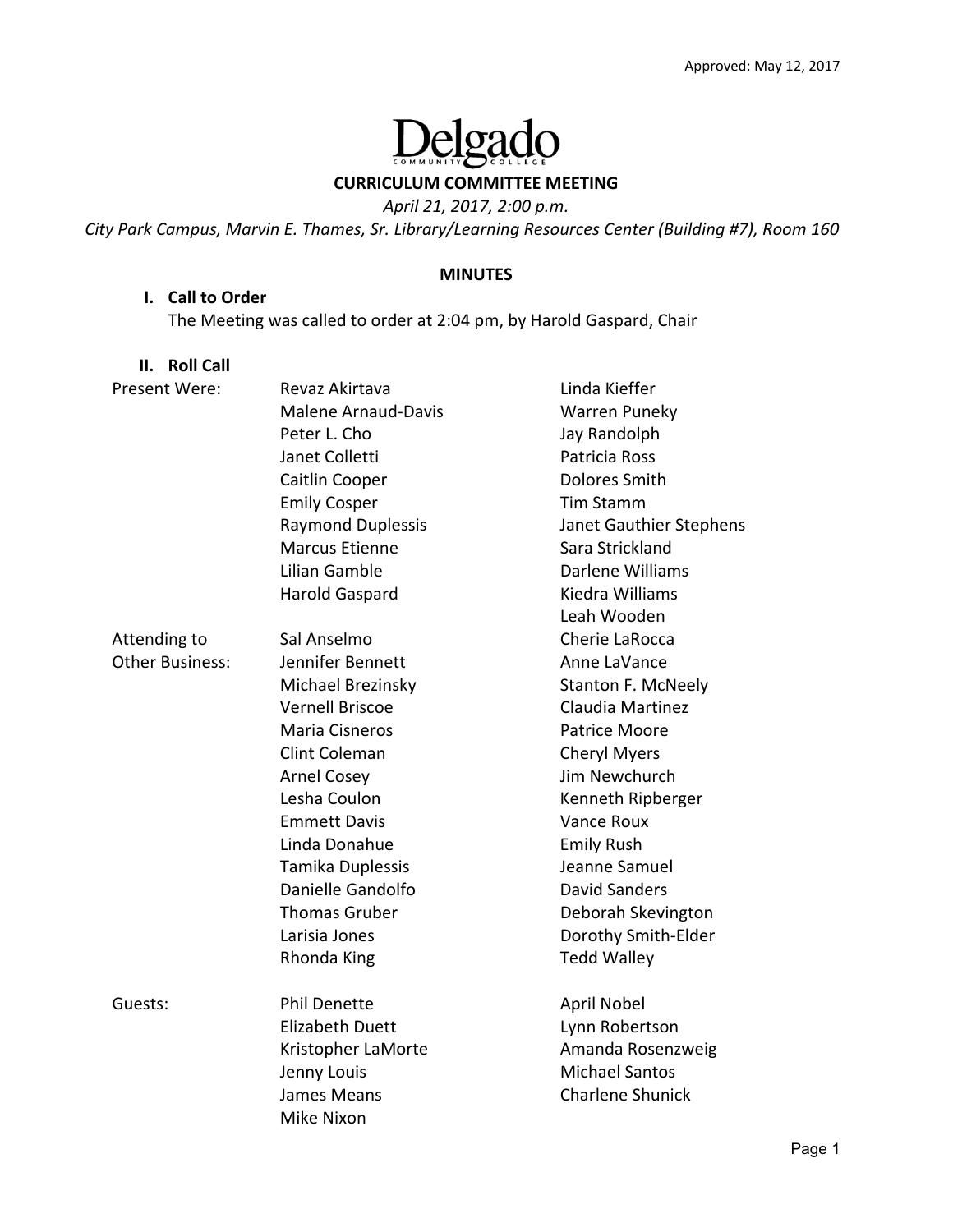Approved: May 12, 2017

Delgado Community College

**CURRICULUM COMMITTEE MEETING**

*April 21, 2017, 2:00 p.m.*

*City Park Campus, Marvin E. Thames, Sr. Library/Learning Resources Center (Building #7), Room 160*

**MINUTES**

## I. Call to Order

The Meeting was called to order at 2:04 pm, by Harold Gaspard, Chair

## II. Roll Call

| | | |
|---|---|---|
| Present Were: | Revaz Akirtava | Linda Kieffer |
| | Malene Arnaud-Davis | Warren Puneky |
| | Peter L. Cho | Jay Randolph |
| | Janet Colletti | Patricia Ross |
| | Caitlin Cooper | Dolores Smith |
| | Emily Cosper | Tim Stamm |
| | Raymond Duplessis | Janet Gauthier Stephens |
| | Marcus Etienne | Sara Strickland |
| | Lilian Gamble | Darlene Williams |
| | Harold Gaspard | Kiedra Williams |
| | | Leah Wooden |
| Attending to Other Business: | Sal Anselmo | Cherie LaRocca |
| | Jennifer Bennett | Anne LaVance |
| | Michael Brezinsky | Stanton F. McNeely |
| | Vernell Briscoe | Claudia Martinez |
| | Maria Cisneros | Patrice Moore |
| | Clint Coleman | Cheryl Myers |
| | Arnel Cosey | Jim Newchurch |
| | Lesha Coulon | Kenneth Ripberger |
| | Emmett Davis | Vance Roux |
| | Linda Donahue | Emily Rush |
| | Tamika Duplessis | Jeanne Samuel |
| | Danielle Gandolfo | David Sanders |
| | Thomas Gruber | Deborah Skevington |
| | Larisia Jones | Dorothy Smith-Elder |
| | Rhonda King | Tedd Walley |
| Guests: | Phil Denette | April Nobel |
| | Elizabeth Duett | Lynn Robertson |
| | Kristopher LaMorte | Amanda Rosenzweig |
| | Jenny Louis | Michael Santos |
| | James Means | Charlene Shunick |
| | Mike Nixon | |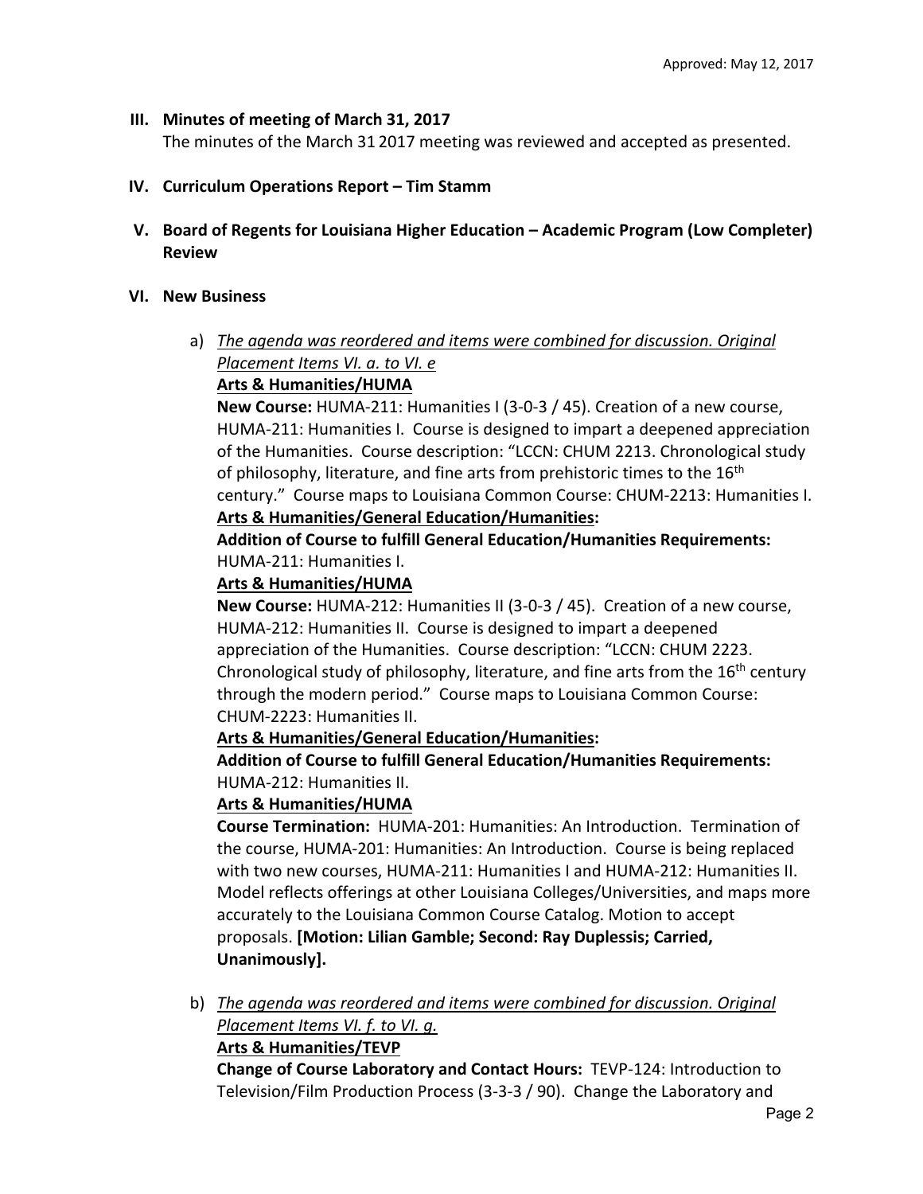Approved: May 12, 2017

**III. Minutes of meeting of March 31, 2017**

The minutes of the March 31 2017 meeting was reviewed and accepted as presented.

**IV. Curriculum Operations Report – Tim Stamm**

**V. Board of Regents for Louisiana Higher Education – Academic Program (Low Completer) Review**

**VI. New Business**

a) _The agenda was reordered and items were combined for discussion. Original Placement Items VI. a. to VI. e_

**Arts & Humanities/HUMA**

**New Course:** HUMA-211: Humanities I (3-0-3 / 45). Creation of a new course, HUMA-211: Humanities I. Course is designed to impart a deepened appreciation of the Humanities. Course description: "LCCN: CHUM 2213. Chronological study of philosophy, literature, and fine arts from prehistoric times to the 16th century." Course maps to Louisiana Common Course: CHUM-2213: Humanities I.

**Arts & Humanities/General Education/Humanities:**

**Addition of Course to fulfill General Education/Humanities Requirements:** HUMA-211: Humanities I.

**Arts & Humanities/HUMA**

**New Course:** HUMA-212: Humanities II (3-0-3 / 45). Creation of a new course, HUMA-212: Humanities II. Course is designed to impart a deepened appreciation of the Humanities. Course description: "LCCN: CHUM 2223. Chronological study of philosophy, literature, and fine arts from the 16th century through the modern period." Course maps to Louisiana Common Course: CHUM-2223: Humanities II.

**Arts & Humanities/General Education/Humanities:**

**Addition of Course to fulfill General Education/Humanities Requirements:** HUMA-212: Humanities II.

**Arts & Humanities/HUMA**

**Course Termination:** HUMA-201: Humanities: An Introduction. Termination of the course, HUMA-201: Humanities: An Introduction. Course is being replaced with two new courses, HUMA-211: Humanities I and HUMA-212: Humanities II. Model reflects offerings at other Louisiana Colleges/Universities, and maps more accurately to the Louisiana Common Course Catalog. Motion to accept proposals. **[Motion: Lilian Gamble; Second: Ray Duplessis; Carried, Unanimously].**

b) _The agenda was reordered and items were combined for discussion. Original Placement Items VI. f. to VI. g._

**Arts & Humanities/TEVP**

**Change of Course Laboratory and Contact Hours:** TEVP-124: Introduction to Television/Film Production Process (3-3-3 / 90). Change the Laboratory and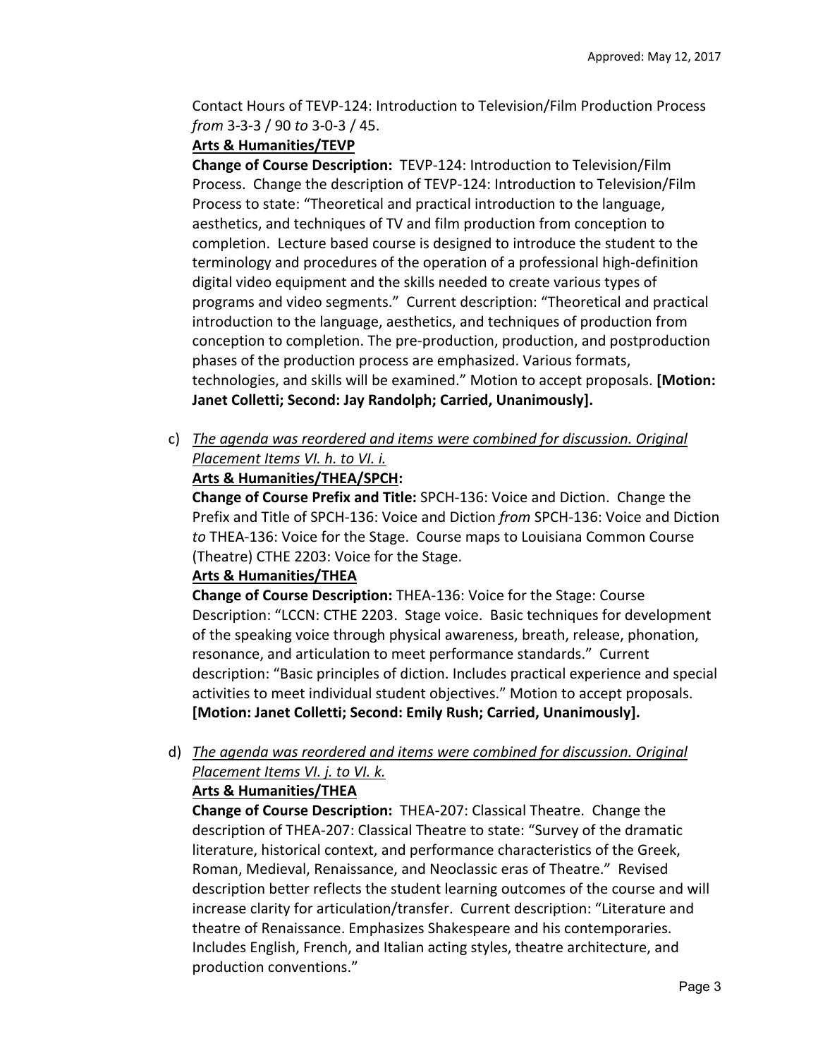Contact Hours of TEVP-124: Introduction to Television/Film Production Process *from* 3-3-3 / 90 *to* 3-0-3 / 45.

**Arts & Humanities/TEVP**

**Change of Course Description:** TEVP-124: Introduction to Television/Film Process. Change the description of TEVP-124: Introduction to Television/Film Process to state: "Theoretical and practical introduction to the language, aesthetics, and techniques of TV and film production from conception to completion. Lecture based course is designed to introduce the student to the terminology and procedures of the operation of a professional high-definition digital video equipment and the skills needed to create various types of programs and video segments." Current description: "Theoretical and practical introduction to the language, aesthetics, and techniques of production from conception to completion. The pre-production, production, and postproduction phases of the production process are emphasized. Various formats, technologies, and skills will be examined." Motion to accept proposals. **[Motion: Janet Colletti; Second: Jay Randolph; Carried, Unanimously].**

c) *The agenda was reordered and items were combined for discussion. Original Placement Items VI. h. to VI. i.*

**Arts & Humanities/THEA/SPCH:**

**Change of Course Prefix and Title:** SPCH-136: Voice and Diction. Change the Prefix and Title of SPCH-136: Voice and Diction *from* SPCH-136: Voice and Diction *to* THEA-136: Voice for the Stage. Course maps to Louisiana Common Course (Theatre) CTHE 2203: Voice for the Stage.

**Arts & Humanities/THEA**

**Change of Course Description:** THEA-136: Voice for the Stage: Course Description: "LCCN: CTHE 2203. Stage voice. Basic techniques for development of the speaking voice through physical awareness, breath, release, phonation, resonance, and articulation to meet performance standards." Current description: "Basic principles of diction. Includes practical experience and special activities to meet individual student objectives." Motion to accept proposals. **[Motion: Janet Colletti; Second: Emily Rush; Carried, Unanimously].**

d) *The agenda was reordered and items were combined for discussion. Original Placement Items VI. j. to VI. k.*

**Arts & Humanities/THEA**

**Change of Course Description:** THEA-207: Classical Theatre. Change the description of THEA-207: Classical Theatre to state: "Survey of the dramatic literature, historical context, and performance characteristics of the Greek, Roman, Medieval, Renaissance, and Neoclassic eras of Theatre." Revised description better reflects the student learning outcomes of the course and will increase clarity for articulation/transfer. Current description: "Literature and theatre of Renaissance. Emphasizes Shakespeare and his contemporaries. Includes English, French, and Italian acting styles, theatre architecture, and production conventions."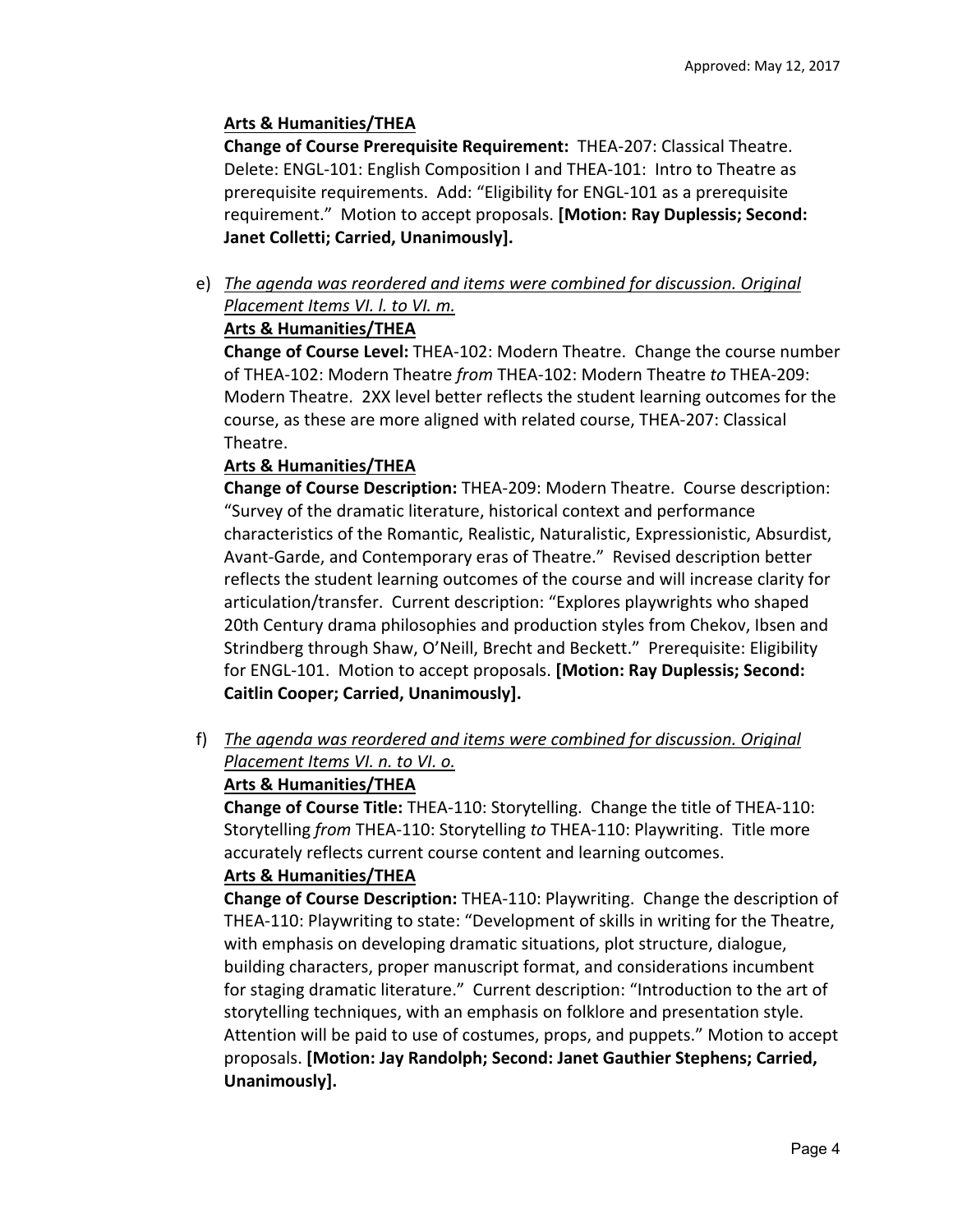Approved: May 12, 2017

**Arts & Humanities/THEA**

**Change of Course Prerequisite Requirement:** THEA-207: Classical Theatre. Delete: ENGL-101: English Composition I and THEA-101: Intro to Theatre as prerequisite requirements. Add: "Eligibility for ENGL-101 as a prerequisite requirement." Motion to accept proposals. **[Motion: Ray Duplessis; Second: Janet Colletti; Carried, Unanimously].**

e) *The agenda was reordered and items were combined for discussion. Original Placement Items VI. l. to VI. m.*

**Arts & Humanities/THEA**

**Change of Course Level:** THEA-102: Modern Theatre. Change the course number of THEA-102: Modern Theatre *from* THEA-102: Modern Theatre *to* THEA-209: Modern Theatre. 2XX level better reflects the student learning outcomes for the course, as these are more aligned with related course, THEA-207: Classical Theatre.

**Arts & Humanities/THEA**

**Change of Course Description:** THEA-209: Modern Theatre. Course description: "Survey of the dramatic literature, historical context and performance characteristics of the Romantic, Realistic, Naturalistic, Expressionistic, Absurdist, Avant-Garde, and Contemporary eras of Theatre." Revised description better reflects the student learning outcomes of the course and will increase clarity for articulation/transfer. Current description: "Explores playwrights who shaped 20th Century drama philosophies and production styles from Chekov, Ibsen and Strindberg through Shaw, O'Neill, Brecht and Beckett." Prerequisite: Eligibility for ENGL-101. Motion to accept proposals. **[Motion: Ray Duplessis; Second: Caitlin Cooper; Carried, Unanimously].**

f) *The agenda was reordered and items were combined for discussion. Original Placement Items VI. n. to VI. o.*

**Arts & Humanities/THEA**

**Change of Course Title:** THEA-110: Storytelling. Change the title of THEA-110: Storytelling *from* THEA-110: Storytelling *to* THEA-110: Playwriting. Title more accurately reflects current course content and learning outcomes.

**Arts & Humanities/THEA**

**Change of Course Description:** THEA-110: Playwriting. Change the description of THEA-110: Playwriting to state: "Development of skills in writing for the Theatre, with emphasis on developing dramatic situations, plot structure, dialogue, building characters, proper manuscript format, and considerations incumbent for staging dramatic literature." Current description: "Introduction to the art of storytelling techniques, with an emphasis on folklore and presentation style. Attention will be paid to use of costumes, props, and puppets." Motion to accept proposals. **[Motion: Jay Randolph; Second: Janet Gauthier Stephens; Carried, Unanimously].**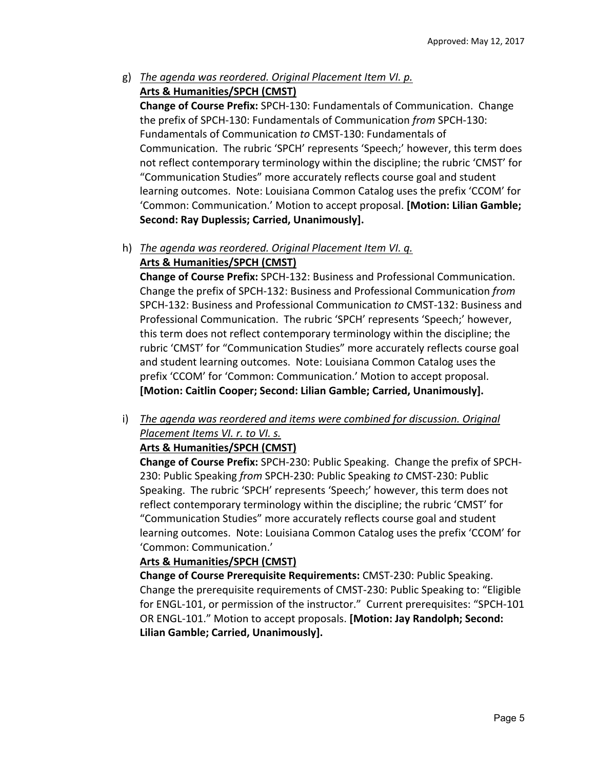g) *The agenda was reordered. Original Placement Item VI. p.*
**Arts & Humanities/SPCH (CMST)**
**Change of Course Prefix:** SPCH-130: Fundamentals of Communication. Change the prefix of SPCH-130: Fundamentals of Communication *from* SPCH-130: Fundamentals of Communication *to* CMST-130: Fundamentals of Communication. The rubric 'SPCH' represents 'Speech;' however, this term does not reflect contemporary terminology within the discipline; the rubric 'CMST' for "Communication Studies" more accurately reflects course goal and student learning outcomes. Note: Louisiana Common Catalog uses the prefix 'CCOM' for 'Common: Communication.' Motion to accept proposal. **[Motion: Lilian Gamble; Second: Ray Duplessis; Carried, Unanimously].**

h) *The agenda was reordered. Original Placement Item VI. q.*
**Arts & Humanities/SPCH (CMST)**
**Change of Course Prefix:** SPCH-132: Business and Professional Communication. Change the prefix of SPCH-132: Business and Professional Communication *from* SPCH-132: Business and Professional Communication *to* CMST-132: Business and Professional Communication. The rubric 'SPCH' represents 'Speech;' however, this term does not reflect contemporary terminology within the discipline; the rubric 'CMST' for "Communication Studies" more accurately reflects course goal and student learning outcomes. Note: Louisiana Common Catalog uses the prefix 'CCOM' for 'Common: Communication.' Motion to accept proposal. **[Motion: Caitlin Cooper; Second: Lilian Gamble; Carried, Unanimously].**

i) *The agenda was reordered and items were combined for discussion. Original Placement Items VI. r. to VI. s.*
**Arts & Humanities/SPCH (CMST)**
**Change of Course Prefix:** SPCH-230: Public Speaking. Change the prefix of SPCH-230: Public Speaking *from* SPCH-230: Public Speaking *to* CMST-230: Public Speaking. The rubric 'SPCH' represents 'Speech;' however, this term does not reflect contemporary terminology within the discipline; the rubric 'CMST' for "Communication Studies" more accurately reflects course goal and student learning outcomes. Note: Louisiana Common Catalog uses the prefix 'CCOM' for 'Common: Communication.'
**Arts & Humanities/SPCH (CMST)**
**Change of Course Prerequisite Requirements:** CMST-230: Public Speaking. Change the prerequisite requirements of CMST-230: Public Speaking to: "Eligible for ENGL-101, or permission of the instructor." Current prerequisites: "SPCH-101 OR ENGL-101." Motion to accept proposals. **[Motion: Jay Randolph; Second: Lilian Gamble; Carried, Unanimously].**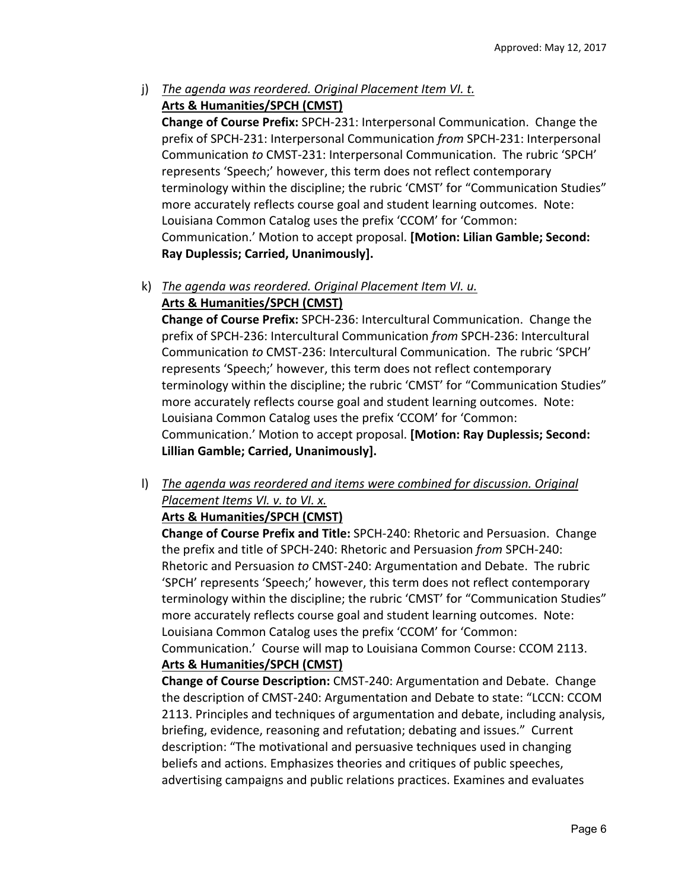j) *The agenda was reordered. Original Placement Item VI. t.*
**Arts & Humanities/SPCH (CMST)**
**Change of Course Prefix:** SPCH-231: Interpersonal Communication. Change the prefix of SPCH-231: Interpersonal Communication *from* SPCH-231: Interpersonal Communication *to* CMST-231: Interpersonal Communication. The rubric 'SPCH' represents 'Speech;' however, this term does not reflect contemporary terminology within the discipline; the rubric 'CMST' for "Communication Studies" more accurately reflects course goal and student learning outcomes. Note: Louisiana Common Catalog uses the prefix 'CCOM' for 'Common: Communication.' Motion to accept proposal. **[Motion: Lilian Gamble; Second: Ray Duplessis; Carried, Unanimously].**

k) *The agenda was reordered. Original Placement Item VI. u.*
**Arts & Humanities/SPCH (CMST)**
**Change of Course Prefix:** SPCH-236: Intercultural Communication. Change the prefix of SPCH-236: Intercultural Communication *from* SPCH-236: Intercultural Communication *to* CMST-236: Intercultural Communication. The rubric 'SPCH' represents 'Speech;' however, this term does not reflect contemporary terminology within the discipline; the rubric 'CMST' for "Communication Studies" more accurately reflects course goal and student learning outcomes. Note: Louisiana Common Catalog uses the prefix 'CCOM' for 'Common: Communication.' Motion to accept proposal. **[Motion: Ray Duplessis; Second: Lillian Gamble; Carried, Unanimously].**

l) *The agenda was reordered and items were combined for discussion. Original Placement Items VI. v. to VI. x.*
**Arts & Humanities/SPCH (CMST)**
**Change of Course Prefix and Title:** SPCH-240: Rhetoric and Persuasion. Change the prefix and title of SPCH-240: Rhetoric and Persuasion *from* SPCH-240: Rhetoric and Persuasion *to* CMST-240: Argumentation and Debate. The rubric 'SPCH' represents 'Speech;' however, this term does not reflect contemporary terminology within the discipline; the rubric 'CMST' for "Communication Studies" more accurately reflects course goal and student learning outcomes. Note: Louisiana Common Catalog uses the prefix 'CCOM' for 'Common: Communication.' Course will map to Louisiana Common Course: CCOM 2113.
**Arts & Humanities/SPCH (CMST)**
**Change of Course Description:** CMST-240: Argumentation and Debate. Change the description of CMST-240: Argumentation and Debate to state: "LCCN: CCOM 2113. Principles and techniques of argumentation and debate, including analysis, briefing, evidence, reasoning and refutation; debating and issues." Current description: "The motivational and persuasive techniques used in changing beliefs and actions. Emphasizes theories and critiques of public speeches, advertising campaigns and public relations practices. Examines and evaluates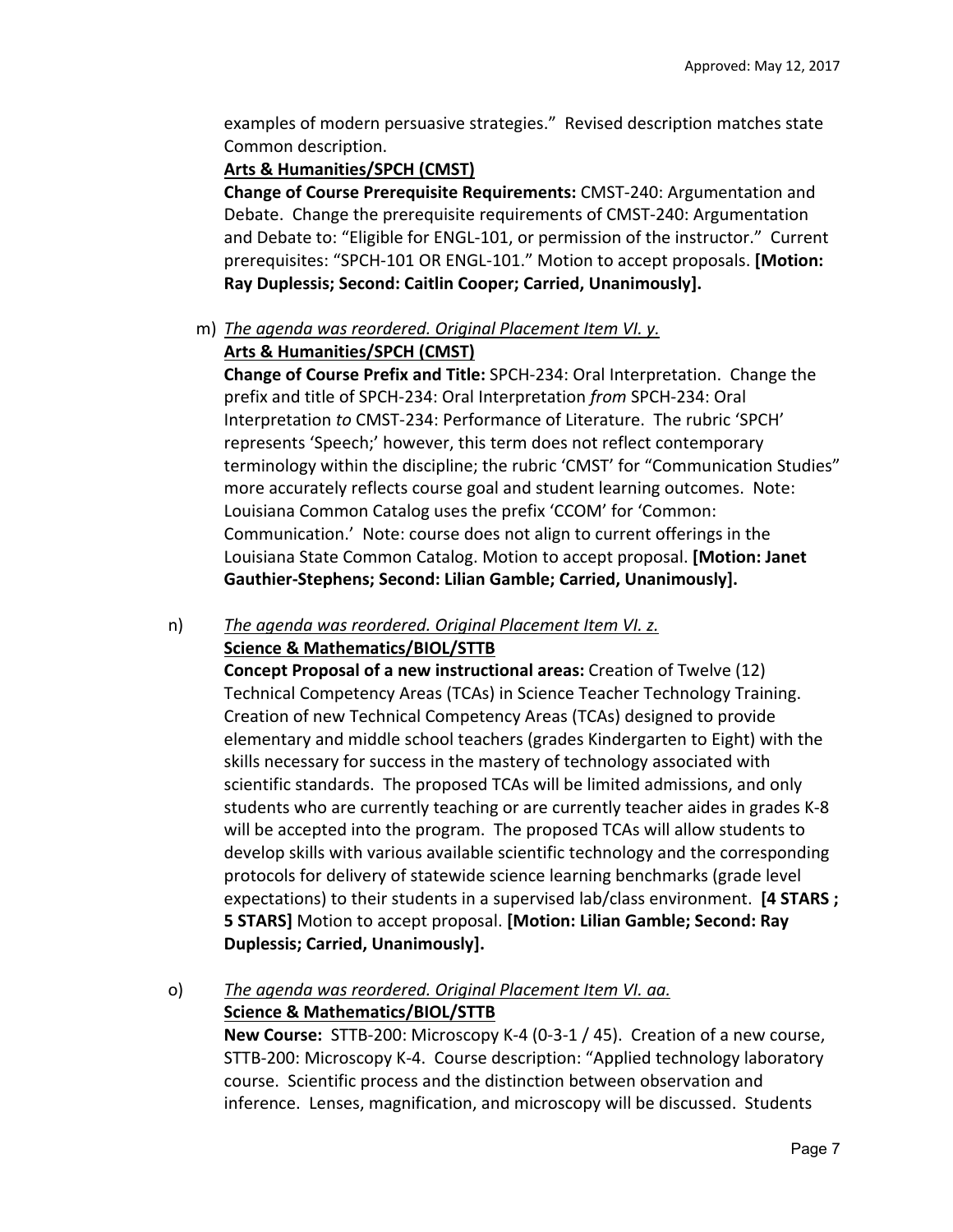examples of modern persuasive strategies." Revised description matches state Common description.

**Arts & Humanities/SPCH (CMST)**

**Change of Course Prerequisite Requirements:** CMST-240: Argumentation and Debate. Change the prerequisite requirements of CMST-240: Argumentation and Debate to: "Eligible for ENGL-101, or permission of the instructor." Current prerequisites: "SPCH-101 OR ENGL-101." Motion to accept proposals. **[Motion: Ray Duplessis; Second: Caitlin Cooper; Carried, Unanimously].**

m) *The agenda was reordered. Original Placement Item VI. y.*

**Arts & Humanities/SPCH (CMST)**

**Change of Course Prefix and Title:** SPCH-234: Oral Interpretation. Change the prefix and title of SPCH-234: Oral Interpretation *from* SPCH-234: Oral Interpretation *to* CMST-234: Performance of Literature. The rubric 'SPCH' represents 'Speech;' however, this term does not reflect contemporary terminology within the discipline; the rubric 'CMST' for "Communication Studies" more accurately reflects course goal and student learning outcomes. Note: Louisiana Common Catalog uses the prefix 'CCOM' for 'Common: Communication.' Note: course does not align to current offerings in the Louisiana State Common Catalog. Motion to accept proposal. **[Motion: Janet Gauthier-Stephens; Second: Lilian Gamble; Carried, Unanimously].**

n) *The agenda was reordered. Original Placement Item VI. z.*

**Science & Mathematics/BIOL/STTB**

**Concept Proposal of a new instructional areas:** Creation of Twelve (12) Technical Competency Areas (TCAs) in Science Teacher Technology Training. Creation of new Technical Competency Areas (TCAs) designed to provide elementary and middle school teachers (grades Kindergarten to Eight) with the skills necessary for success in the mastery of technology associated with scientific standards. The proposed TCAs will be limited admissions, and only students who are currently teaching or are currently teacher aides in grades K-8 will be accepted into the program. The proposed TCAs will allow students to develop skills with various available scientific technology and the corresponding protocols for delivery of statewide science learning benchmarks (grade level expectations) to their students in a supervised lab/class environment. **[4 STARS ; 5 STARS]** Motion to accept proposal. **[Motion: Lilian Gamble; Second: Ray Duplessis; Carried, Unanimously].**

o) *The agenda was reordered. Original Placement Item VI. aa.*

**Science & Mathematics/BIOL/STTB**

**New Course:** STTB-200: Microscopy K-4 (0-3-1 / 45). Creation of a new course, STTB-200: Microscopy K-4. Course description: "Applied technology laboratory course. Scientific process and the distinction between observation and inference. Lenses, magnification, and microscopy will be discussed. Students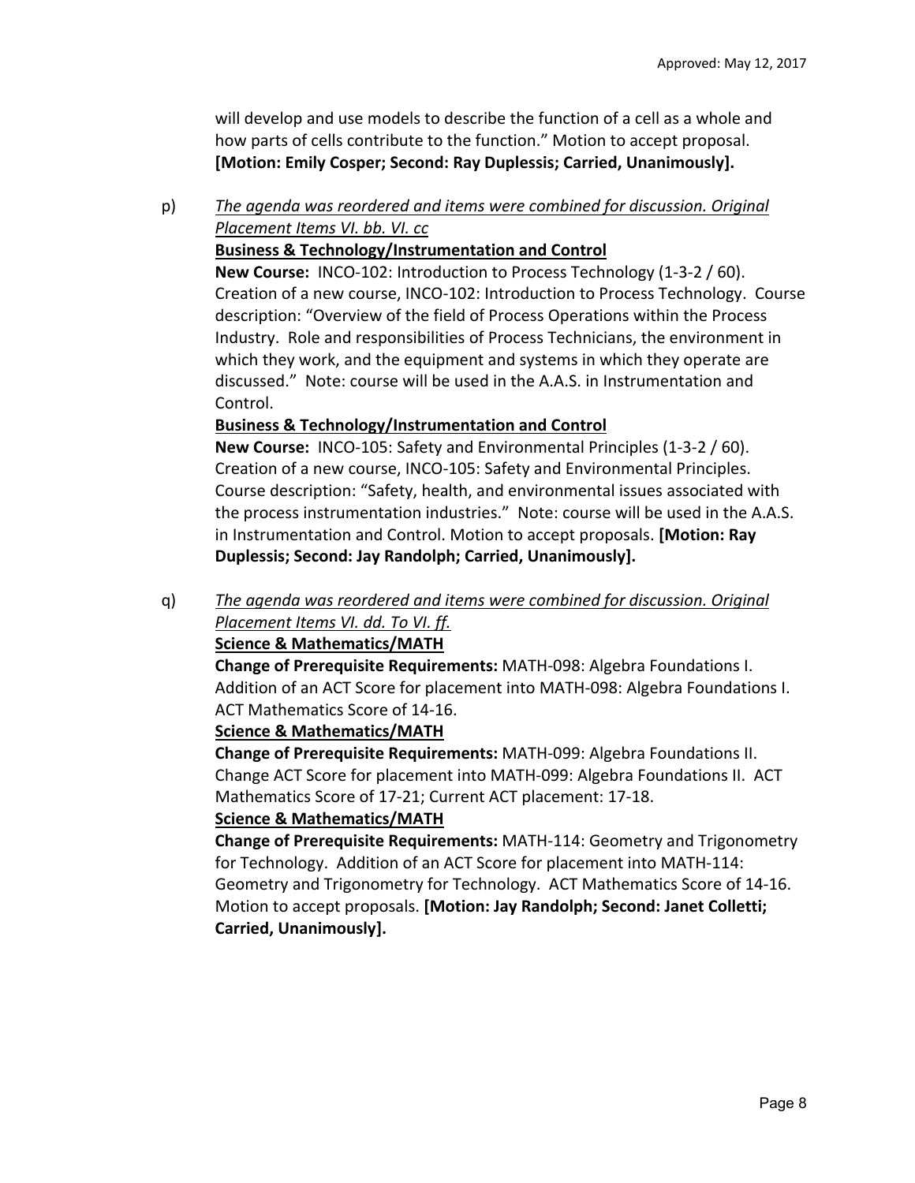will develop and use models to describe the function of a cell as a whole and how parts of cells contribute to the function." Motion to accept proposal. **[Motion: Emily Cosper; Second: Ray Duplessis; Carried, Unanimously].**

p) *The agenda was reordered and items were combined for discussion. Original Placement Items VI. bb. VI. cc*

**Business & Technology/Instrumentation and Control**

**New Course:** INCO-102: Introduction to Process Technology (1-3-2 / 60). Creation of a new course, INCO-102: Introduction to Process Technology. Course description: "Overview of the field of Process Operations within the Process Industry. Role and responsibilities of Process Technicians, the environment in which they work, and the equipment and systems in which they operate are discussed." Note: course will be used in the A.A.S. in Instrumentation and Control.

**Business & Technology/Instrumentation and Control**

**New Course:** INCO-105: Safety and Environmental Principles (1-3-2 / 60). Creation of a new course, INCO-105: Safety and Environmental Principles. Course description: "Safety, health, and environmental issues associated with the process instrumentation industries." Note: course will be used in the A.A.S. in Instrumentation and Control. Motion to accept proposals. **[Motion: Ray Duplessis; Second: Jay Randolph; Carried, Unanimously].**

q) *The agenda was reordered and items were combined for discussion. Original Placement Items VI. dd. To VI. ff.*

**Science & Mathematics/MATH**

**Change of Prerequisite Requirements:** MATH-098: Algebra Foundations I. Addition of an ACT Score for placement into MATH-098: Algebra Foundations I. ACT Mathematics Score of 14-16.

**Science & Mathematics/MATH**

**Change of Prerequisite Requirements:** MATH-099: Algebra Foundations II. Change ACT Score for placement into MATH-099: Algebra Foundations II. ACT Mathematics Score of 17-21; Current ACT placement: 17-18.

**Science & Mathematics/MATH**

**Change of Prerequisite Requirements:** MATH-114: Geometry and Trigonometry for Technology. Addition of an ACT Score for placement into MATH-114: Geometry and Trigonometry for Technology. ACT Mathematics Score of 14-16. Motion to accept proposals. **[Motion: Jay Randolph; Second: Janet Colletti; Carried, Unanimously].**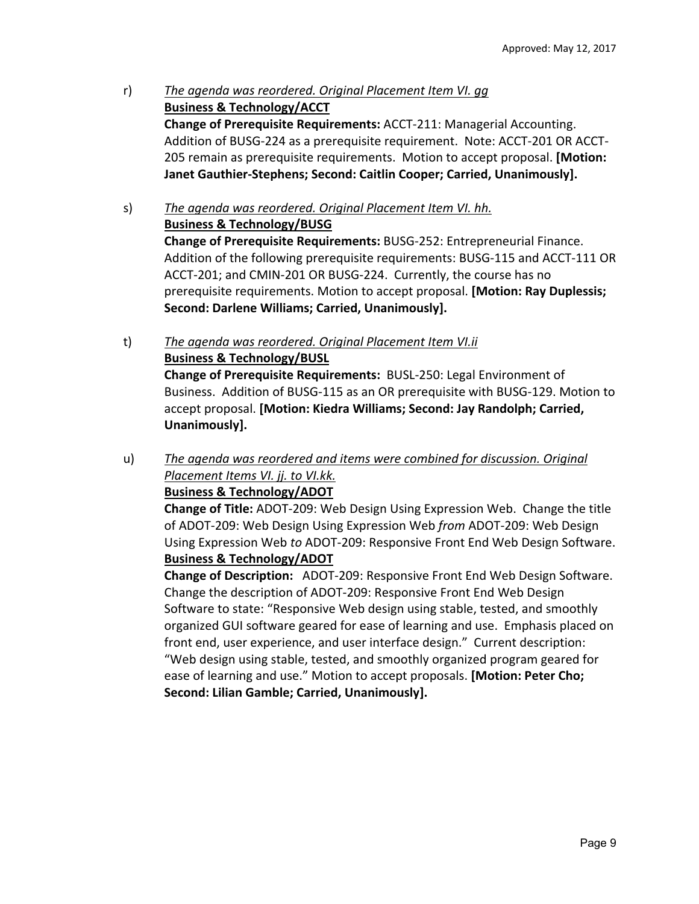r) *The agenda was reordered. Original Placement Item VI. gg*

**Business & Technology/ACCT**

**Change of Prerequisite Requirements:** ACCT-211: Managerial Accounting. Addition of BUSG-224 as a prerequisite requirement. Note: ACCT-201 OR ACCT-205 remain as prerequisite requirements. Motion to accept proposal. **[Motion: Janet Gauthier-Stephens; Second: Caitlin Cooper; Carried, Unanimously].**

s) *The agenda was reordered. Original Placement Item VI. hh.*

**Business & Technology/BUSG**

**Change of Prerequisite Requirements:** BUSG-252: Entrepreneurial Finance. Addition of the following prerequisite requirements: BUSG-115 and ACCT-111 OR ACCT-201; and CMIN-201 OR BUSG-224. Currently, the course has no prerequisite requirements. Motion to accept proposal. **[Motion: Ray Duplessis; Second: Darlene Williams; Carried, Unanimously].**

t) *The agenda was reordered. Original Placement Item VI.ii*

**Business & Technology/BUSL**

**Change of Prerequisite Requirements:** BUSL-250: Legal Environment of Business. Addition of BUSG-115 as an OR prerequisite with BUSG-129. Motion to accept proposal. **[Motion: Kiedra Williams; Second: Jay Randolph; Carried, Unanimously].**

u) *The agenda was reordered and items were combined for discussion. Original Placement Items VI. jj. to VI.kk.*

**Business & Technology/ADOT**

**Change of Title:** ADOT-209: Web Design Using Expression Web. Change the title of ADOT-209: Web Design Using Expression Web *from* ADOT-209: Web Design Using Expression Web *to* ADOT-209: Responsive Front End Web Design Software.

**Business & Technology/ADOT**

**Change of Description:** ADOT-209: Responsive Front End Web Design Software. Change the description of ADOT-209: Responsive Front End Web Design Software to state: "Responsive Web design using stable, tested, and smoothly organized GUI software geared for ease of learning and use. Emphasis placed on front end, user experience, and user interface design." Current description: "Web design using stable, tested, and smoothly organized program geared for ease of learning and use." Motion to accept proposals. **[Motion: Peter Cho; Second: Lilian Gamble; Carried, Unanimously].**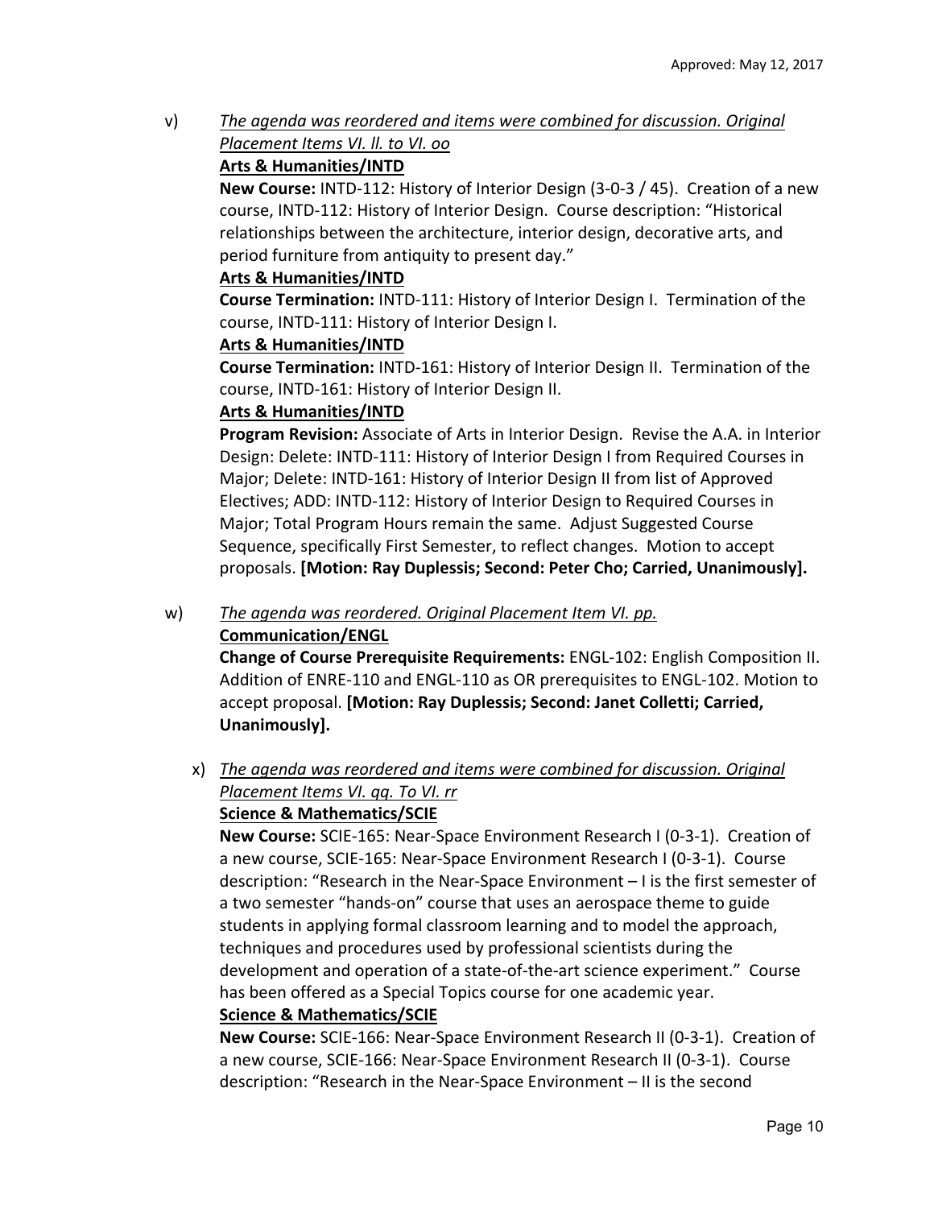v) *The agenda was reordered and items were combined for discussion. Original Placement Items VI. ll. to VI. oo*

**Arts & Humanities/INTD**

**New Course:** INTD-112: History of Interior Design (3-0-3 / 45). Creation of a new course, INTD-112: History of Interior Design. Course description: "Historical relationships between the architecture, interior design, decorative arts, and period furniture from antiquity to present day."

**Arts & Humanities/INTD**

**Course Termination:** INTD-111: History of Interior Design I. Termination of the course, INTD-111: History of Interior Design I.

**Arts & Humanities/INTD**

**Course Termination:** INTD-161: History of Interior Design II. Termination of the course, INTD-161: History of Interior Design II.

**Arts & Humanities/INTD**

**Program Revision:** Associate of Arts in Interior Design. Revise the A.A. in Interior Design: Delete: INTD-111: History of Interior Design I from Required Courses in Major; Delete: INTD-161: History of Interior Design II from list of Approved Electives; ADD: INTD-112: History of Interior Design to Required Courses in Major; Total Program Hours remain the same. Adjust Suggested Course Sequence, specifically First Semester, to reflect changes. Motion to accept proposals. **[Motion: Ray Duplessis; Second: Peter Cho; Carried, Unanimously].**

w) *The agenda was reordered. Original Placement Item VI. pp.*

**Communication/ENGL**

**Change of Course Prerequisite Requirements:** ENGL-102: English Composition II. Addition of ENRE-110 and ENGL-110 as OR prerequisites to ENGL-102. Motion to accept proposal. **[Motion: Ray Duplessis; Second: Janet Colletti; Carried, Unanimously].**

x) *The agenda was reordered and items were combined for discussion. Original Placement Items VI. qq. To VI. rr*

**Science & Mathematics/SCIE**

**New Course:** SCIE-165: Near-Space Environment Research I (0-3-1). Creation of a new course, SCIE-165: Near-Space Environment Research I (0-3-1). Course description: "Research in the Near-Space Environment – I is the first semester of a two semester "hands-on" course that uses an aerospace theme to guide students in applying formal classroom learning and to model the approach, techniques and procedures used by professional scientists during the development and operation of a state-of-the-art science experiment." Course has been offered as a Special Topics course for one academic year.

**Science & Mathematics/SCIE**

**New Course:** SCIE-166: Near-Space Environment Research II (0-3-1). Creation of a new course, SCIE-166: Near-Space Environment Research II (0-3-1). Course description: "Research in the Near-Space Environment – II is the second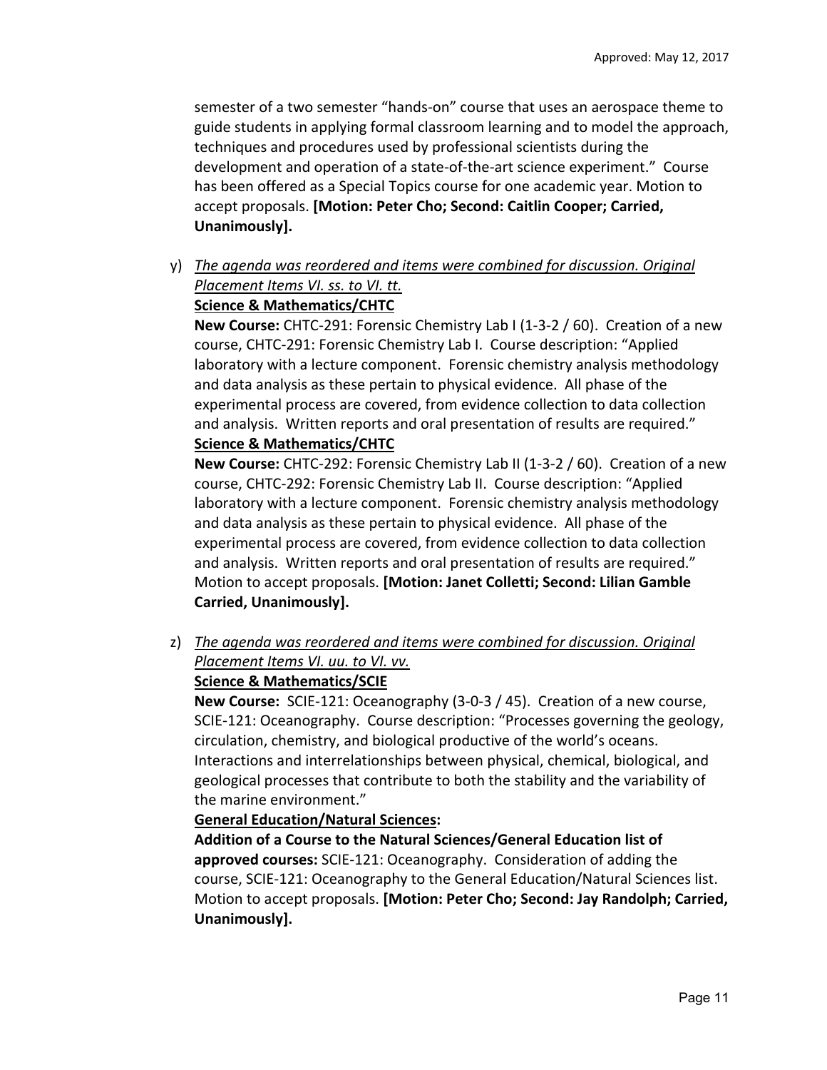semester of a two semester "hands-on" course that uses an aerospace theme to guide students in applying formal classroom learning and to model the approach, techniques and procedures used by professional scientists during the development and operation of a state-of-the-art science experiment." Course has been offered as a Special Topics course for one academic year. Motion to accept proposals. **[Motion: Peter Cho; Second: Caitlin Cooper; Carried, Unanimously].**

y) <u>*The agenda was reordered and items were combined for discussion. Original Placement Items VI. ss. to VI. tt.*</u>

**<u>Science & Mathematics/CHTC</u>**

**New Course:** CHTC-291: Forensic Chemistry Lab I (1-3-2 / 60). Creation of a new course, CHTC-291: Forensic Chemistry Lab I. Course description: "Applied laboratory with a lecture component. Forensic chemistry analysis methodology and data analysis as these pertain to physical evidence. All phase of the experimental process are covered, from evidence collection to data collection and analysis. Written reports and oral presentation of results are required."

**<u>Science & Mathematics/CHTC</u>**

**New Course:** CHTC-292: Forensic Chemistry Lab II (1-3-2 / 60). Creation of a new course, CHTC-292: Forensic Chemistry Lab II. Course description: "Applied laboratory with a lecture component. Forensic chemistry analysis methodology and data analysis as these pertain to physical evidence. All phase of the experimental process are covered, from evidence collection to data collection and analysis. Written reports and oral presentation of results are required." Motion to accept proposals. **[Motion: Janet Colletti; Second: Lilian Gamble Carried, Unanimously].**

z) <u>*The agenda was reordered and items were combined for discussion. Original Placement Items VI. uu. to VI. vv.*</u>

**<u>Science & Mathematics/SCIE</u>**

**New Course:** SCIE-121: Oceanography (3-0-3 / 45). Creation of a new course, SCIE-121: Oceanography. Course description: "Processes governing the geology, circulation, chemistry, and biological productive of the world's oceans. Interactions and interrelationships between physical, chemical, biological, and geological processes that contribute to both the stability and the variability of the marine environment."

**<u>General Education/Natural Sciences</u>:**

**Addition of a Course to the Natural Sciences/General Education list of approved courses:** SCIE-121: Oceanography. Consideration of adding the course, SCIE-121: Oceanography to the General Education/Natural Sciences list. Motion to accept proposals. **[Motion: Peter Cho; Second: Jay Randolph; Carried, Unanimously].**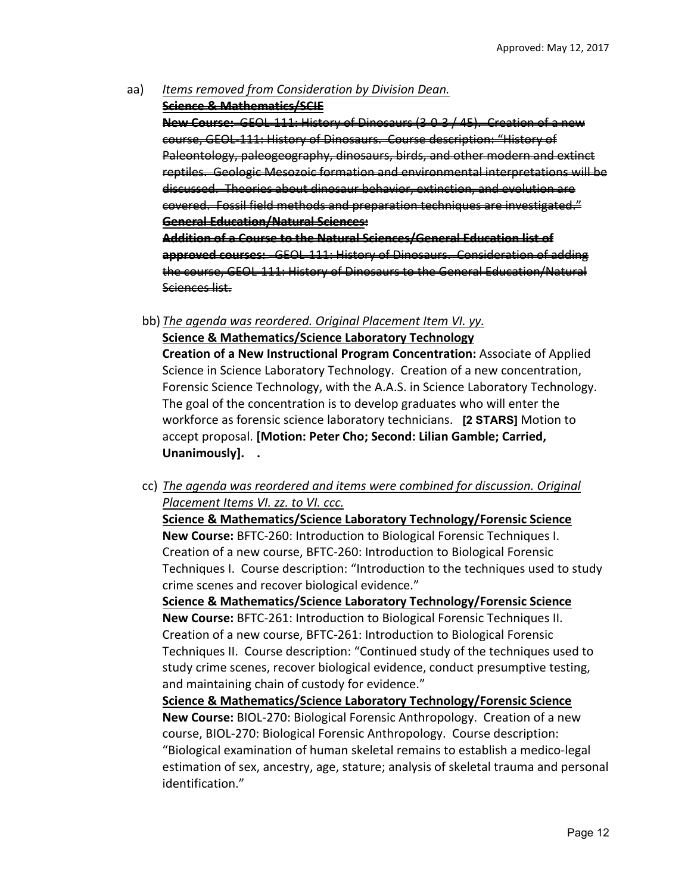aa) *Items removed from Consideration by Division Dean.*

~~**Science & Mathematics/SCIE**~~

~~**New Course:** GEOL-111: History of Dinosaurs (3-0-3 / 45). Creation of a new course, GEOL-111: History of Dinosaurs. Course description: "History of Paleontology, paleogeography, dinosaurs, birds, and other modern and extinct reptiles. Geologic Mesozoic formation and environmental interpretations will be discussed. Theories about dinosaur behavior, extinction, and evolution are covered. Fossil field methods and preparation techniques are investigated."~~

~~**General Education/Natural Sciences:**~~

~~**Addition of a Course to the Natural Sciences/General Education list of approved courses:** GEOL-111: History of Dinosaurs. Consideration of adding the course, GEOL-111: History of Dinosaurs to the General Education/Natural Sciences list.~~

bb) *The agenda was reordered. Original Placement Item VI. yy.*

**Science & Mathematics/Science Laboratory Technology**

**Creation of a New Instructional Program Concentration:** Associate of Applied Science in Science Laboratory Technology. Creation of a new concentration, Forensic Science Technology, with the A.A.S. in Science Laboratory Technology. The goal of the concentration is to develop graduates who will enter the workforce as forensic science laboratory technicians. **[2 STARS]** Motion to accept proposal. **[Motion: Peter Cho; Second: Lilian Gamble; Carried, Unanimously].** .

cc) *The agenda was reordered and items were combined for discussion. Original Placement Items VI. zz. to VI. ccc.*

**Science & Mathematics/Science Laboratory Technology/Forensic Science**

**New Course:** BFTC-260: Introduction to Biological Forensic Techniques I. Creation of a new course, BFTC-260: Introduction to Biological Forensic Techniques I. Course description: "Introduction to the techniques used to study crime scenes and recover biological evidence."

**Science & Mathematics/Science Laboratory Technology/Forensic Science**

**New Course:** BFTC-261: Introduction to Biological Forensic Techniques II. Creation of a new course, BFTC-261: Introduction to Biological Forensic Techniques II. Course description: "Continued study of the techniques used to study crime scenes, recover biological evidence, conduct presumptive testing, and maintaining chain of custody for evidence."

**Science & Mathematics/Science Laboratory Technology/Forensic Science**

**New Course:** BIOL-270: Biological Forensic Anthropology. Creation of a new course, BIOL-270: Biological Forensic Anthropology. Course description: "Biological examination of human skeletal remains to establish a medico-legal estimation of sex, ancestry, age, stature; analysis of skeletal trauma and personal identification."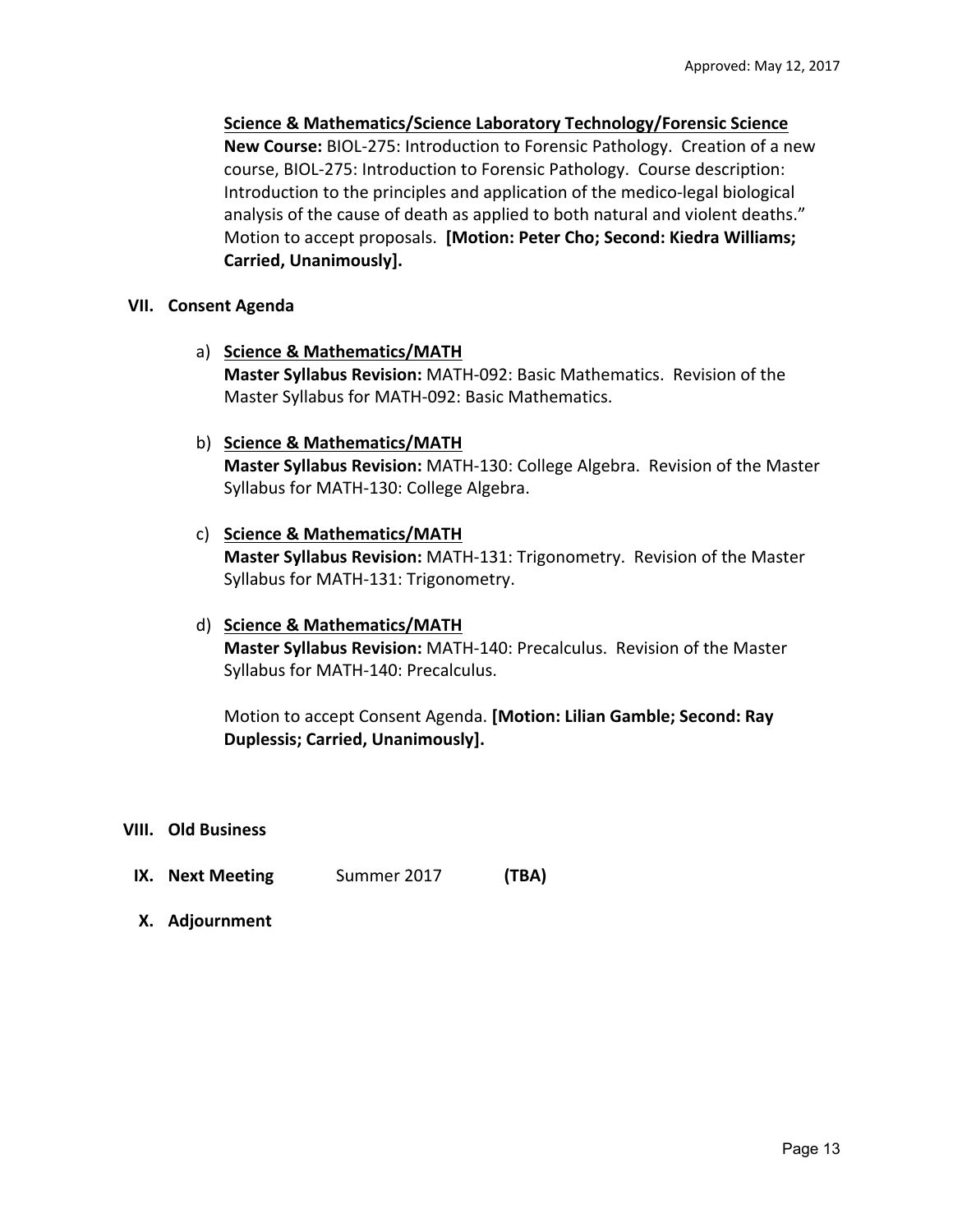**Science & Mathematics/Science Laboratory Technology/Forensic Science**
**New Course:** BIOL-275: Introduction to Forensic Pathology. Creation of a new course, BIOL-275: Introduction to Forensic Pathology. Course description: Introduction to the principles and application of the medico-legal biological analysis of the cause of death as applied to both natural and violent deaths." Motion to accept proposals. **[Motion: Peter Cho; Second: Kiedra Williams; Carried, Unanimously].**

**VII. Consent Agenda**

a) **Science & Mathematics/MATH**
**Master Syllabus Revision:** MATH-092: Basic Mathematics. Revision of the Master Syllabus for MATH-092: Basic Mathematics.

b) **Science & Mathematics/MATH**
**Master Syllabus Revision:** MATH-130: College Algebra. Revision of the Master Syllabus for MATH-130: College Algebra.

c) **Science & Mathematics/MATH**
**Master Syllabus Revision:** MATH-131: Trigonometry. Revision of the Master Syllabus for MATH-131: Trigonometry.

d) **Science & Mathematics/MATH**
**Master Syllabus Revision:** MATH-140: Precalculus. Revision of the Master Syllabus for MATH-140: Precalculus.

Motion to accept Consent Agenda. **[Motion: Lilian Gamble; Second: Ray Duplessis; Carried, Unanimously].**

**VIII. Old Business**

**IX. Next Meeting** Summer 2017 **(TBA)**

**X. Adjournment**